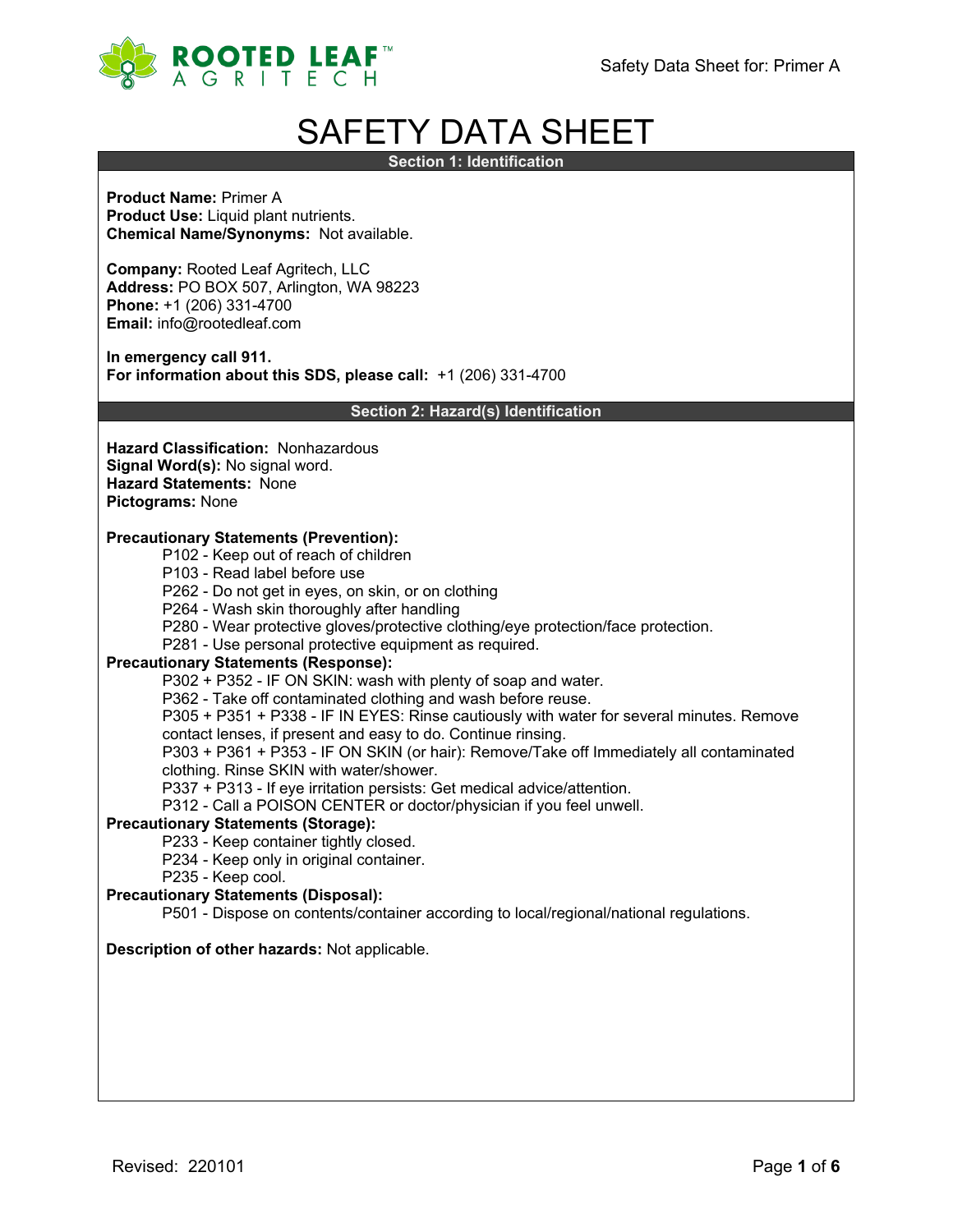# SAFETY DATA SHEET

## Section 1: Identification

**Product Name:** Primer A
**Product Use:** Liquid plant nutrients.
**Chemical Name/Synonyms:** Not available.

**Company:** Rooted Leaf Agritech, LLC
**Address:** PO BOX 507, Arlington, WA 98223
**Phone:** +1 (206) 331-4700
**Email:** info@rootedleaf.com

**In emergency call 911.**
**For information about this SDS, please call:** +1 (206) 331-4700

## Section 2: Hazard(s) Identification

**Hazard Classification:** Nonhazardous
**Signal Word(s):** No signal word.
**Hazard Statements:** None
**Pictograms:** None

**Precautionary Statements (Prevention):**

- P102 - Keep out of reach of children
- P103 - Read label before use
- P262 - Do not get in eyes, on skin, or on clothing
- P264 - Wash skin thoroughly after handling
- P280 - Wear protective gloves/protective clothing/eye protection/face protection.
- P281 - Use personal protective equipment as required.

**Precautionary Statements (Response):**

- P302 + P352 - IF ON SKIN: wash with plenty of soap and water.
- P362 - Take off contaminated clothing and wash before reuse.
- P305 + P351 + P338 - IF IN EYES: Rinse cautiously with water for several minutes. Remove contact lenses, if present and easy to do. Continue rinsing.
- P303 + P361 + P353 - IF ON SKIN (or hair): Remove/Take off Immediately all contaminated clothing. Rinse SKIN with water/shower.
- P337 + P313 - If eye irritation persists: Get medical advice/attention.
- P312 - Call a POISON CENTER or doctor/physician if you feel unwell.

**Precautionary Statements (Storage):**

- P233 - Keep container tightly closed.
- P234 - Keep only in original container.
- P235 - Keep cool.

**Precautionary Statements (Disposal):**

- P501 - Dispose on contents/container according to local/regional/national regulations.

**Description of other hazards:** Not applicable.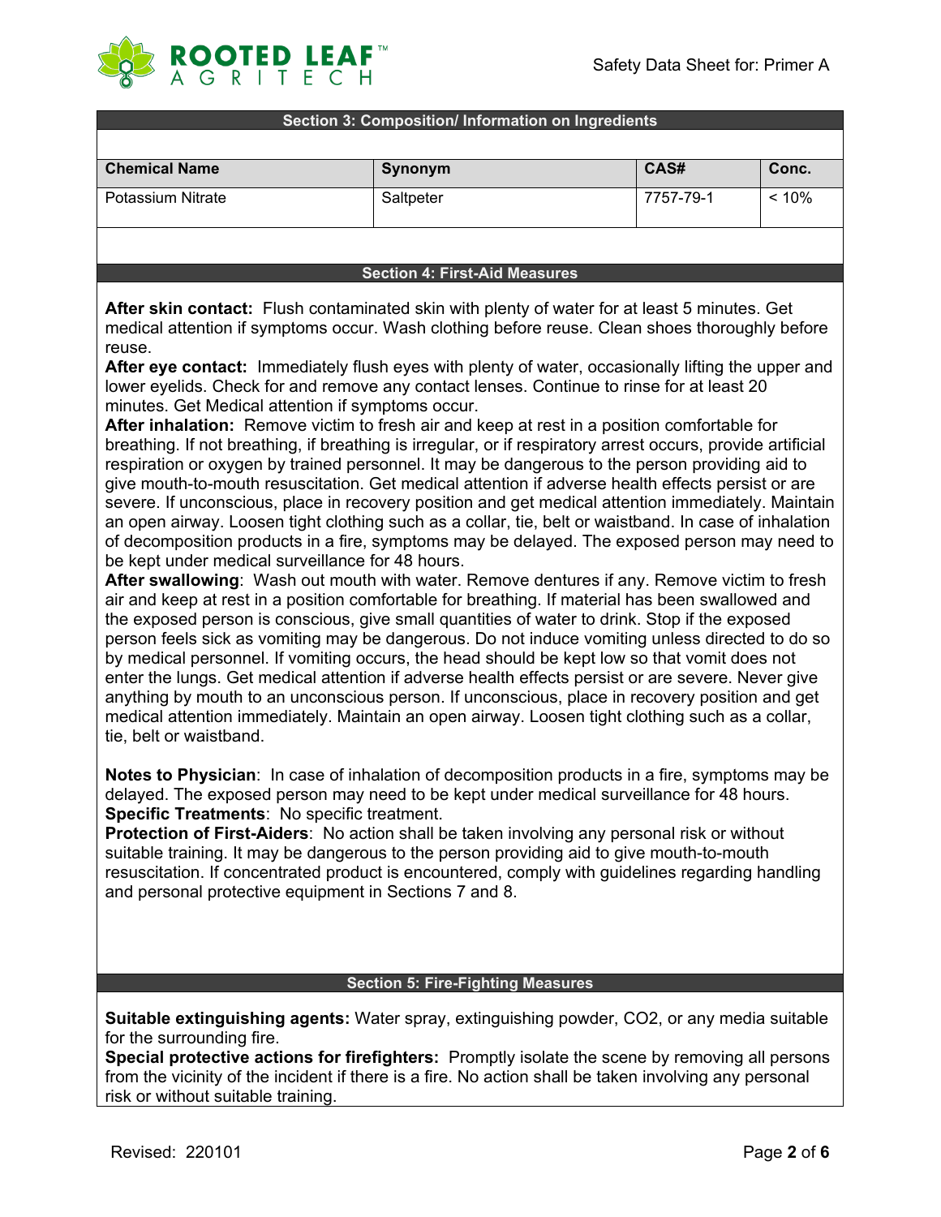## Section 3: Composition/ Information on Ingredients

| Chemical Name | Synonym | CAS# | Conc. |
|---|---|---|---|
| Potassium Nitrate | Saltpeter | 7757-79-1 | < 10% |

## Section 4: First-Aid Measures

**After skin contact:** Flush contaminated skin with plenty of water for at least 5 minutes. Get medical attention if symptoms occur. Wash clothing before reuse. Clean shoes thoroughly before reuse.

**After eye contact:** Immediately flush eyes with plenty of water, occasionally lifting the upper and lower eyelids. Check for and remove any contact lenses. Continue to rinse for at least 20 minutes. Get Medical attention if symptoms occur.

**After inhalation:** Remove victim to fresh air and keep at rest in a position comfortable for breathing. If not breathing, if breathing is irregular, or if respiratory arrest occurs, provide artificial respiration or oxygen by trained personnel. It may be dangerous to the person providing aid to give mouth-to-mouth resuscitation. Get medical attention if adverse health effects persist or are severe. If unconscious, place in recovery position and get medical attention immediately. Maintain an open airway. Loosen tight clothing such as a collar, tie, belt or waistband. In case of inhalation of decomposition products in a fire, symptoms may be delayed. The exposed person may need to be kept under medical surveillance for 48 hours.

**After swallowing**: Wash out mouth with water. Remove dentures if any. Remove victim to fresh air and keep at rest in a position comfortable for breathing. If material has been swallowed and the exposed person is conscious, give small quantities of water to drink. Stop if the exposed person feels sick as vomiting may be dangerous. Do not induce vomiting unless directed to do so by medical personnel. If vomiting occurs, the head should be kept low so that vomit does not enter the lungs. Get medical attention if adverse health effects persist or are severe. Never give anything by mouth to an unconscious person. If unconscious, place in recovery position and get medical attention immediately. Maintain an open airway. Loosen tight clothing such as a collar, tie, belt or waistband.

**Notes to Physician**: In case of inhalation of decomposition products in a fire, symptoms may be delayed. The exposed person may need to be kept under medical surveillance for 48 hours.

**Specific Treatments**: No specific treatment.

**Protection of First-Aiders**: No action shall be taken involving any personal risk or without suitable training. It may be dangerous to the person providing aid to give mouth-to-mouth resuscitation. If concentrated product is encountered, comply with guidelines regarding handling and personal protective equipment in Sections 7 and 8.

## Section 5: Fire-Fighting Measures

**Suitable extinguishing agents:** Water spray, extinguishing powder, $CO_2$, or any media suitable for the surrounding fire.

**Special protective actions for firefighters:** Promptly isolate the scene by removing all persons from the vicinity of the incident if there is a fire. No action shall be taken involving any personal risk or without suitable training.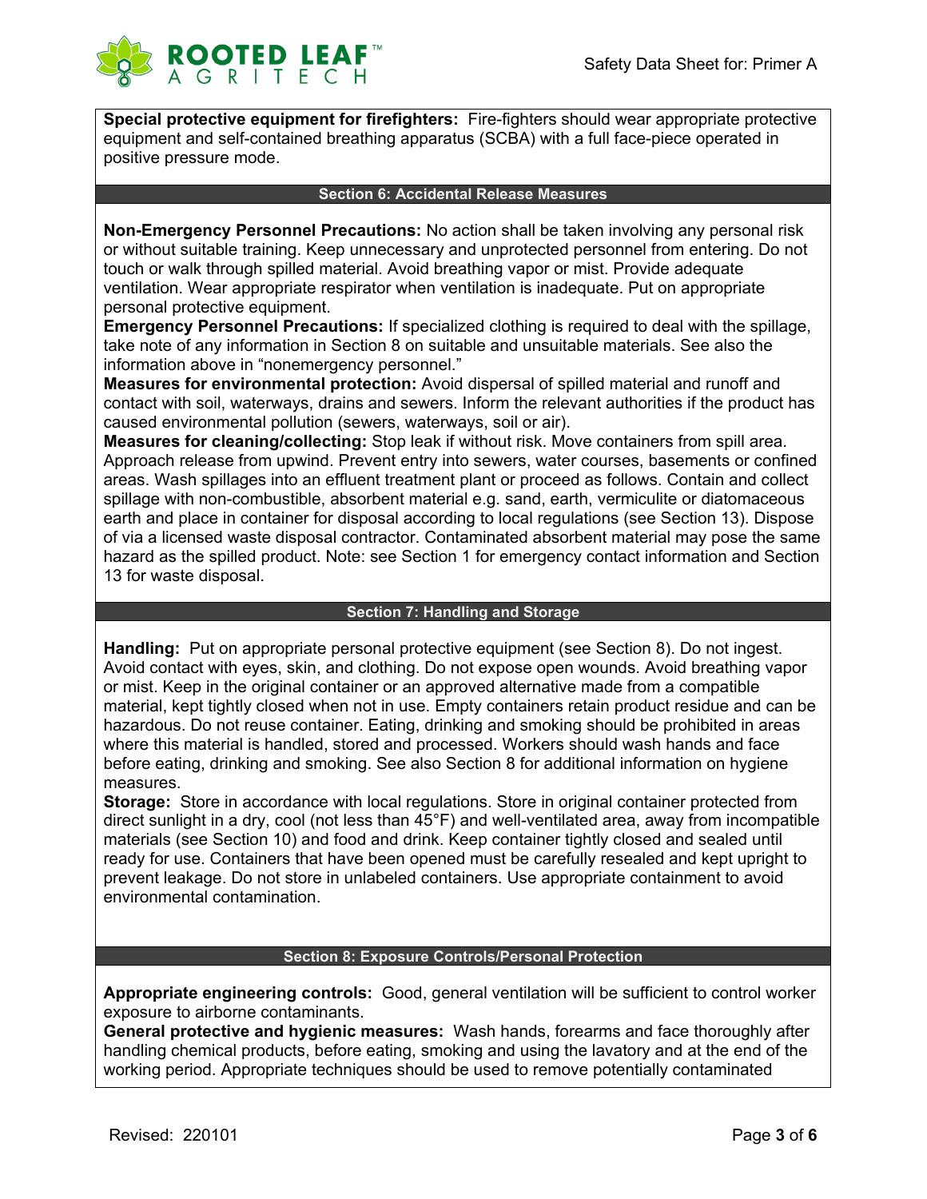**Special protective equipment for firefighters:** Fire-fighters should wear appropriate protective equipment and self-contained breathing apparatus (SCBA) with a full face-piece operated in positive pressure mode.

## Section 6: Accidental Release Measures

**Non-Emergency Personnel Precautions:** No action shall be taken involving any personal risk or without suitable training. Keep unnecessary and unprotected personnel from entering. Do not touch or walk through spilled material. Avoid breathing vapor or mist. Provide adequate ventilation. Wear appropriate respirator when ventilation is inadequate. Put on appropriate personal protective equipment.
**Emergency Personnel Precautions:** If specialized clothing is required to deal with the spillage, take note of any information in Section 8 on suitable and unsuitable materials. See also the information above in "nonemergency personnel."
**Measures for environmental protection:** Avoid dispersal of spilled material and runoff and contact with soil, waterways, drains and sewers. Inform the relevant authorities if the product has caused environmental pollution (sewers, waterways, soil or air).
**Measures for cleaning/collecting:** Stop leak if without risk. Move containers from spill area. Approach release from upwind. Prevent entry into sewers, water courses, basements or confined areas. Wash spillages into an effluent treatment plant or proceed as follows. Contain and collect spillage with non-combustible, absorbent material e.g. sand, earth, vermiculite or diatomaceous earth and place in container for disposal according to local regulations (see Section 13). Dispose of via a licensed waste disposal contractor. Contaminated absorbent material may pose the same hazard as the spilled product. Note: see Section 1 for emergency contact information and Section 13 for waste disposal.

## Section 7: Handling and Storage

**Handling:** Put on appropriate personal protective equipment (see Section 8). Do not ingest. Avoid contact with eyes, skin, and clothing. Do not expose open wounds. Avoid breathing vapor or mist. Keep in the original container or an approved alternative made from a compatible material, kept tightly closed when not in use. Empty containers retain product residue and can be hazardous. Do not reuse container. Eating, drinking and smoking should be prohibited in areas where this material is handled, stored and processed. Workers should wash hands and face before eating, drinking and smoking. See also Section 8 for additional information on hygiene measures.
**Storage:** Store in accordance with local regulations. Store in original container protected from direct sunlight in a dry, cool (not less than 45°F) and well-ventilated area, away from incompatible materials (see Section 10) and food and drink. Keep container tightly closed and sealed until ready for use. Containers that have been opened must be carefully resealed and kept upright to prevent leakage. Do not store in unlabeled containers. Use appropriate containment to avoid environmental contamination.

## Section 8: Exposure Controls/Personal Protection

**Appropriate engineering controls:** Good, general ventilation will be sufficient to control worker exposure to airborne contaminants.
**General protective and hygienic measures:** Wash hands, forearms and face thoroughly after handling chemical products, before eating, smoking and using the lavatory and at the end of the working period. Appropriate techniques should be used to remove potentially contaminated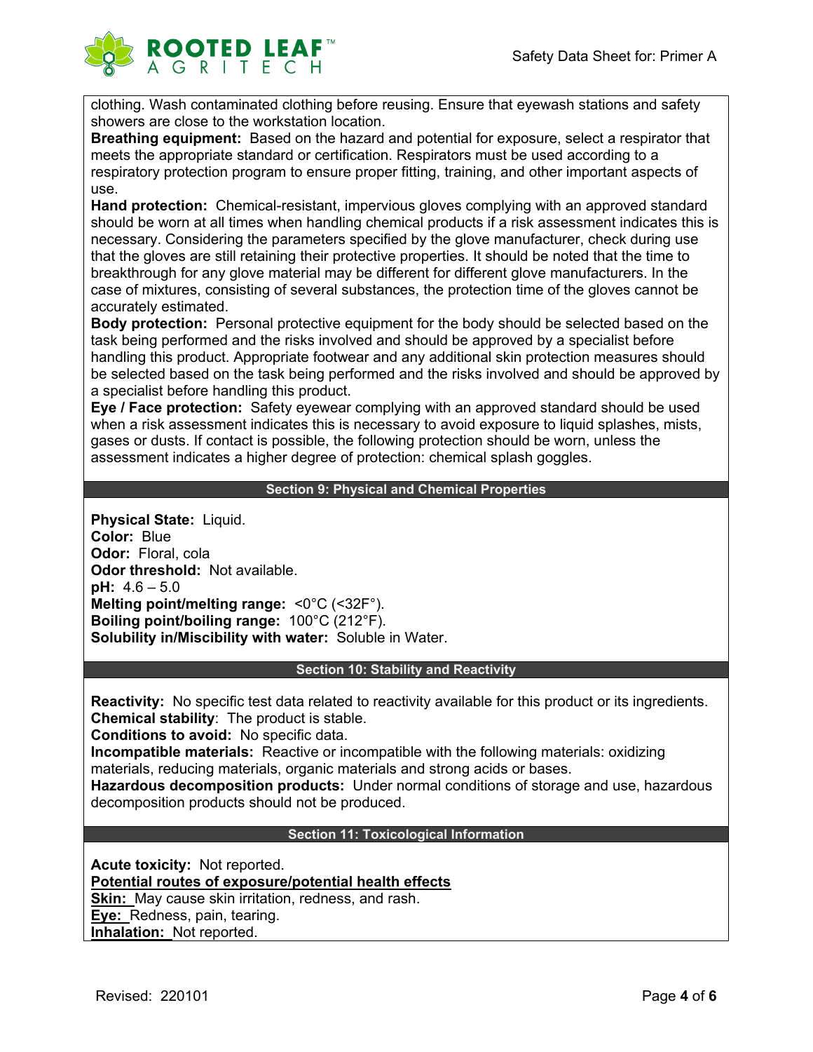clothing. Wash contaminated clothing before reusing. Ensure that eyewash stations and safety showers are close to the workstation location.

**Breathing equipment:** Based on the hazard and potential for exposure, select a respirator that meets the appropriate standard or certification. Respirators must be used according to a respiratory protection program to ensure proper fitting, training, and other important aspects of use.

**Hand protection:** Chemical-resistant, impervious gloves complying with an approved standard should be worn at all times when handling chemical products if a risk assessment indicates this is necessary. Considering the parameters specified by the glove manufacturer, check during use that the gloves are still retaining their protective properties. It should be noted that the time to breakthrough for any glove material may be different for different glove manufacturers. In the case of mixtures, consisting of several substances, the protection time of the gloves cannot be accurately estimated.

**Body protection:** Personal protective equipment for the body should be selected based on the task being performed and the risks involved and should be approved by a specialist before handling this product. Appropriate footwear and any additional skin protection measures should be selected based on the task being performed and the risks involved and should be approved by a specialist before handling this product.

**Eye / Face protection:** Safety eyewear complying with an approved standard should be used when a risk assessment indicates this is necessary to avoid exposure to liquid splashes, mists, gases or dusts. If contact is possible, the following protection should be worn, unless the assessment indicates a higher degree of protection: chemical splash goggles.

## Section 9: Physical and Chemical Properties

**Physical State:** Liquid.
**Color:** Blue
**Odor:** Floral, cola
**Odor threshold:** Not available.
**pH:** 4.6 – 5.0
**Melting point/melting range:** <0°C (<32F°).
**Boiling point/boiling range:** 100°C (212°F).
**Solubility in/Miscibility with water:** Soluble in Water.

## Section 10: Stability and Reactivity

**Reactivity:** No specific test data related to reactivity available for this product or its ingredients.
**Chemical stability**: The product is stable.
**Conditions to avoid:** No specific data.
**Incompatible materials:** Reactive or incompatible with the following materials: oxidizing materials, reducing materials, organic materials and strong acids or bases.
**Hazardous decomposition products:** Under normal conditions of storage and use, hazardous decomposition products should not be produced.

## Section 11: Toxicological Information

**Acute toxicity:** Not reported.
**Potential routes of exposure/potential health effects**
**Skin:** May cause skin irritation, redness, and rash.
**Eye:** Redness, pain, tearing.
**Inhalation:** Not reported.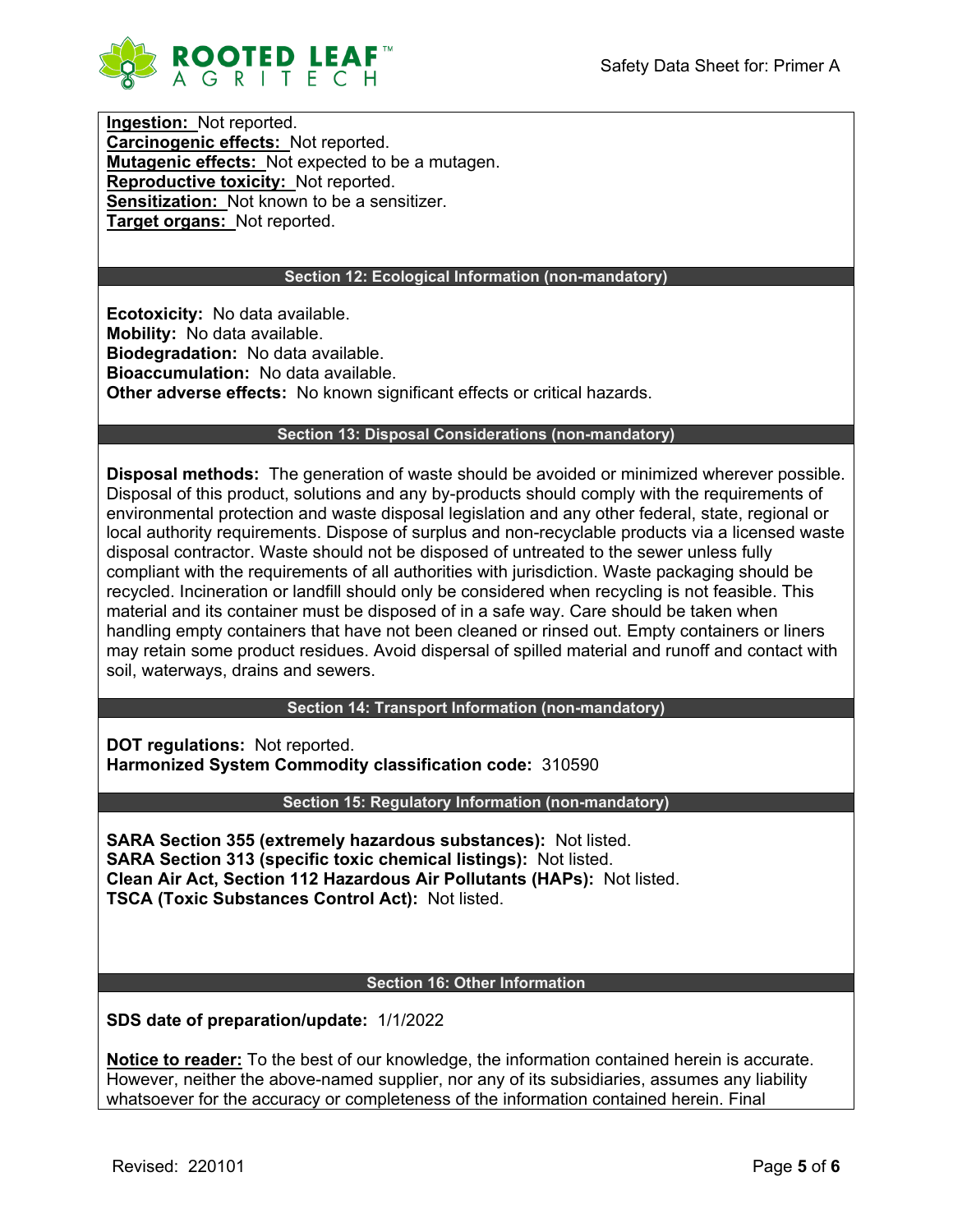**Ingestion:** Not reported.
**Carcinogenic effects:** Not reported.
**Mutagenic effects:** Not expected to be a mutagen.
**Reproductive toxicity:** Not reported.
**Sensitization:** Not known to be a sensitizer.
**Target organs:** Not reported.

## Section 12: Ecological Information (non-mandatory)

**Ecotoxicity:** No data available.
**Mobility:** No data available.
**Biodegradation:** No data available.
**Bioaccumulation:** No data available.
**Other adverse effects:** No known significant effects or critical hazards.

## Section 13: Disposal Considerations (non-mandatory)

**Disposal methods:** The generation of waste should be avoided or minimized wherever possible. Disposal of this product, solutions and any by-products should comply with the requirements of environmental protection and waste disposal legislation and any other federal, state, regional or local authority requirements. Dispose of surplus and non-recyclable products via a licensed waste disposal contractor. Waste should not be disposed of untreated to the sewer unless fully compliant with the requirements of all authorities with jurisdiction. Waste packaging should be recycled. Incineration or landfill should only be considered when recycling is not feasible. This material and its container must be disposed of in a safe way. Care should be taken when handling empty containers that have not been cleaned or rinsed out. Empty containers or liners may retain some product residues. Avoid dispersal of spilled material and runoff and contact with soil, waterways, drains and sewers.

## Section 14: Transport Information (non-mandatory)

**DOT regulations:** Not reported.
**Harmonized System Commodity classification code:** 310590

## Section 15: Regulatory Information (non-mandatory)

**SARA Section 355 (extremely hazardous substances):** Not listed.
**SARA Section 313 (specific toxic chemical listings):** Not listed.
**Clean Air Act, Section 112 Hazardous Air Pollutants (HAPs):** Not listed.
**TSCA (Toxic Substances Control Act):** Not listed.

## Section 16: Other Information

**SDS date of preparation/update:** 1/1/2022

**Notice to reader:** To the best of our knowledge, the information contained herein is accurate. However, neither the above-named supplier, nor any of its subsidiaries, assumes any liability whatsoever for the accuracy or completeness of the information contained herein. Final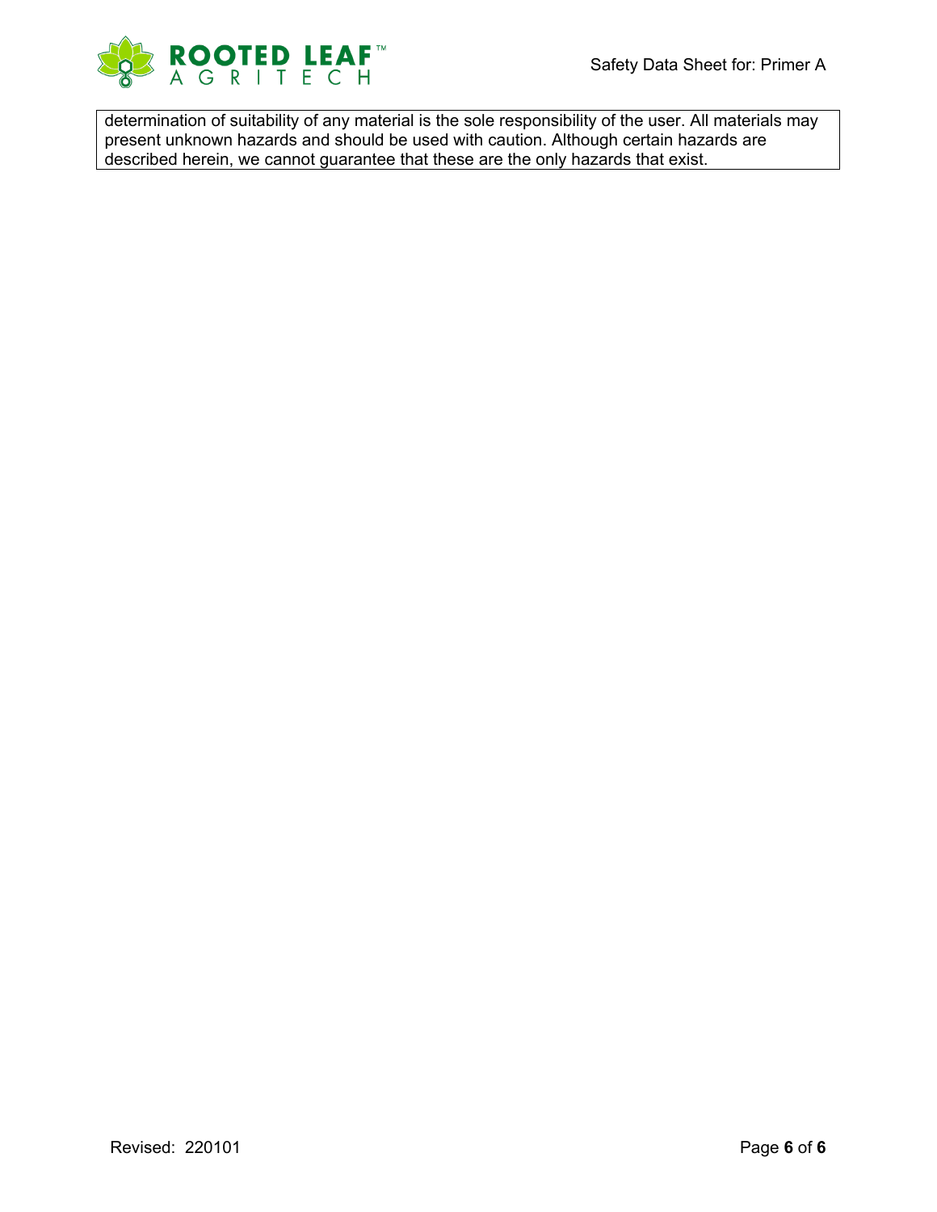determination of suitability of any material is the sole responsibility of the user. All materials may present unknown hazards and should be used with caution. Although certain hazards are described herein, we cannot guarantee that these are the only hazards that exist.

Revised: 220101